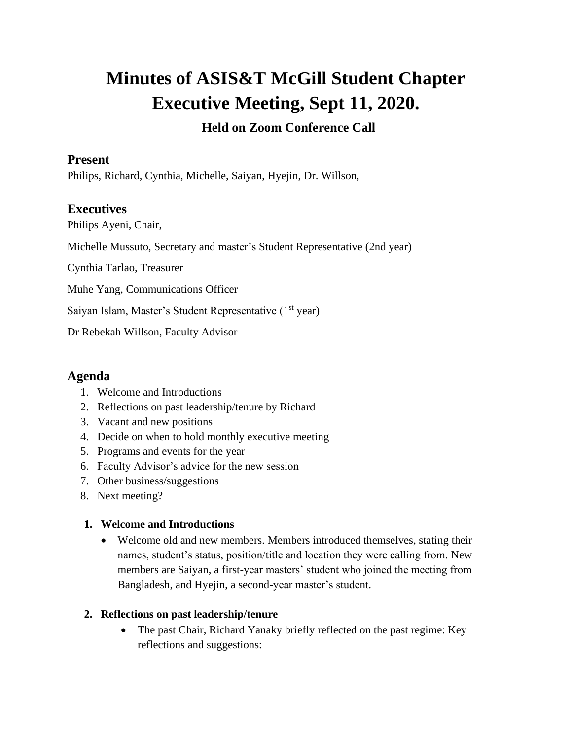# Minutes of ASIS&T McGill Student Chapter Executive Meeting, Sept 11, 2020.

### Held on Zoom Conference Call

## Present

Philips, Richard, Cynthia, Michelle, Saiyan, Hyejin, Dr. Willson,

## Executives

Philips Ayeni, Chair,

Michelle Mussuto, Secretary and master's Student Representative (2nd year)

Cynthia Tarlao, Treasurer

Muhe Yang, Communications Officer

Saiyan Islam, Master's Student Representative (1st year)

Dr Rebekah Willson, Faculty Advisor

## Agenda

1. Welcome and Introductions
2. Reflections on past leadership/tenure by Richard
3. Vacant and new positions
4. Decide on when to hold monthly executive meeting
5. Programs and events for the year
6. Faculty Advisor's advice for the new session
7. Other business/suggestions
8. Next meeting?

### 1. Welcome and Introductions

- Welcome old and new members. Members introduced themselves, stating their names, student's status, position/title and location they were calling from. New members are Saiyan, a first-year masters' student who joined the meeting from Bangladesh, and Hyejin, a second-year master's student.

### 2. Reflections on past leadership/tenure

- The past Chair, Richard Yanaky briefly reflected on the past regime: Key reflections and suggestions: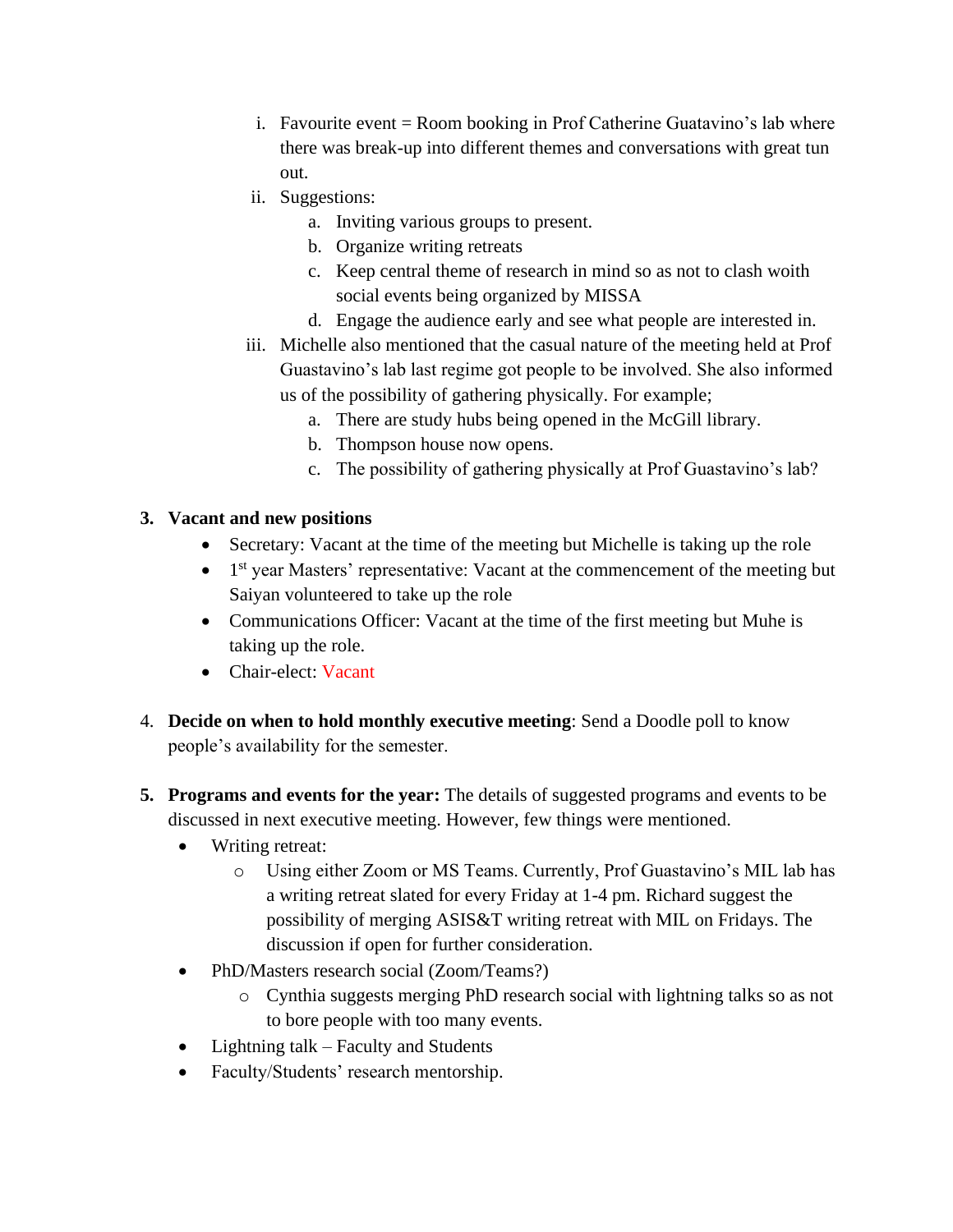i. Favourite event = Room booking in Prof Catherine Guatavino's lab where there was break-up into different themes and conversations with great tun out.
   ii. Suggestions:
      a. Inviting various groups to present.
      b. Organize writing retreats
      c. Keep central theme of research in mind so as not to clash woith social events being organized by MISSA
      d. Engage the audience early and see what people are interested in.
   iii. Michelle also mentioned that the casual nature of the meeting held at Prof Guastavino's lab last regime got people to be involved. She also informed us of the possibility of gathering physically. For example;
      a. There are study hubs being opened in the McGill library.
      b. Thompson house now opens.
      c. The possibility of gathering physically at Prof Guastavino's lab?

3. **Vacant and new positions**
   - Secretary: Vacant at the time of the meeting but Michelle is taking up the role
   - 1st year Masters' representative: Vacant at the commencement of the meeting but Saiyan volunteered to take up the role
   - Communications Officer: Vacant at the time of the first meeting but Muhe is taking up the role.
   - Chair-elect: Vacant

4. **Decide on when to hold monthly executive meeting**: Send a Doodle poll to know people's availability for the semester.

5. **Programs and events for the year:** The details of suggested programs and events to be discussed in next executive meeting. However, few things were mentioned.
   - Writing retreat:
      - Using either Zoom or MS Teams. Currently, Prof Guastavino's MIL lab has a writing retreat slated for every Friday at 1-4 pm. Richard suggest the possibility of merging ASIS&T writing retreat with MIL on Fridays. The discussion if open for further consideration.
   - PhD/Masters research social (Zoom/Teams?)
      - Cynthia suggests merging PhD research social with lightning talks so as not to bore people with too many events.
   - Lightning talk – Faculty and Students
   - Faculty/Students' research mentorship.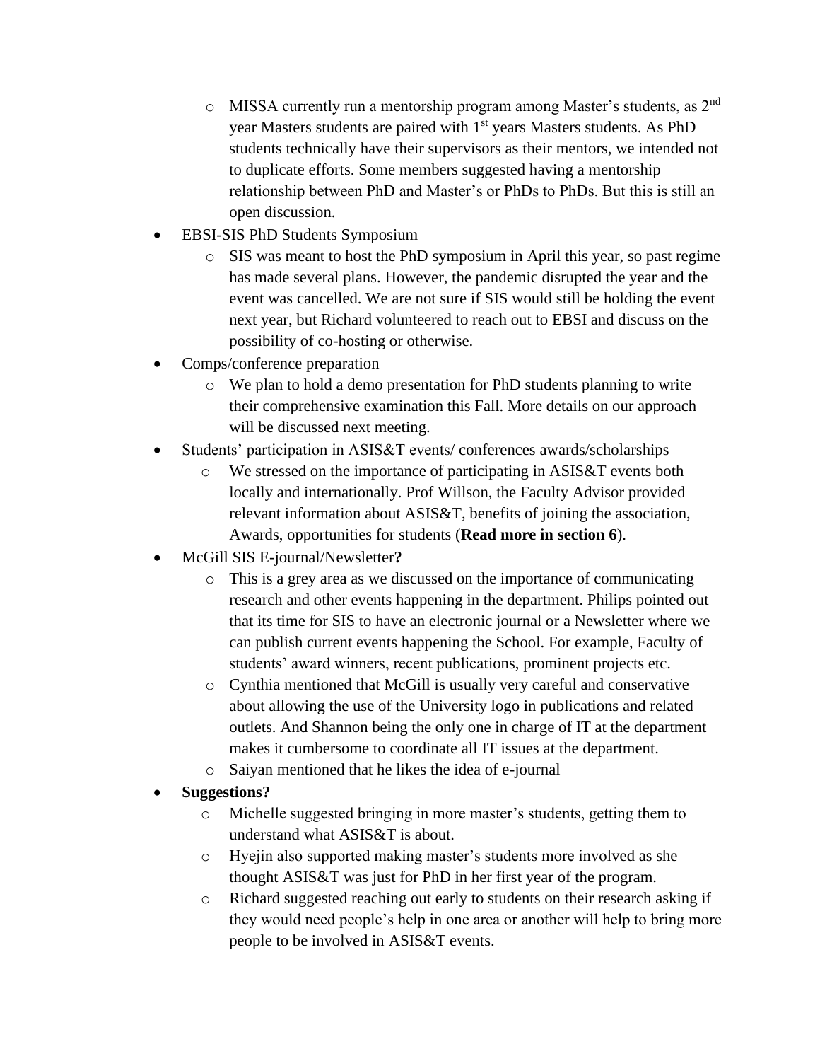- MISSA currently run a mentorship program among Master's students, as 2nd year Masters students are paired with 1st years Masters students. As PhD students technically have their supervisors as their mentors, we intended not to duplicate efforts. Some members suggested having a mentorship relationship between PhD and Master's or PhDs to PhDs. But this is still an open discussion.

- EBSI-SIS PhD Students Symposium
    - SIS was meant to host the PhD symposium in April this year, so past regime has made several plans. However, the pandemic disrupted the year and the event was cancelled. We are not sure if SIS would still be holding the event next year, but Richard volunteered to reach out to EBSI and discuss on the possibility of co-hosting or otherwise.
- Comps/conference preparation
    - We plan to hold a demo presentation for PhD students planning to write their comprehensive examination this Fall. More details on our approach will be discussed next meeting.
- Students' participation in ASIS&T events/ conferences awards/scholarships
    - We stressed on the importance of participating in ASIS&T events both locally and internationally. Prof Willson, the Faculty Advisor provided relevant information about ASIS&T, benefits of joining the association, Awards, opportunities for students (**Read more in section 6**).
- McGill SIS E-journal/Newsletter**?**
    - This is a grey area as we discussed on the importance of communicating research and other events happening in the department. Philips pointed out that its time for SIS to have an electronic journal or a Newsletter where we can publish current events happening the School. For example, Faculty of students' award winners, recent publications, prominent projects etc.
    - Cynthia mentioned that McGill is usually very careful and conservative about allowing the use of the University logo in publications and related outlets. And Shannon being the only one in charge of IT at the department makes it cumbersome to coordinate all IT issues at the department.
    - Saiyan mentioned that he likes the idea of e-journal
- **Suggestions?**
    - Michelle suggested bringing in more master's students, getting them to understand what ASIS&T is about.
    - Hyejin also supported making master's students more involved as she thought ASIS&T was just for PhD in her first year of the program.
    - Richard suggested reaching out early to students on their research asking if they would need people's help in one area or another will help to bring more people to be involved in ASIS&T events.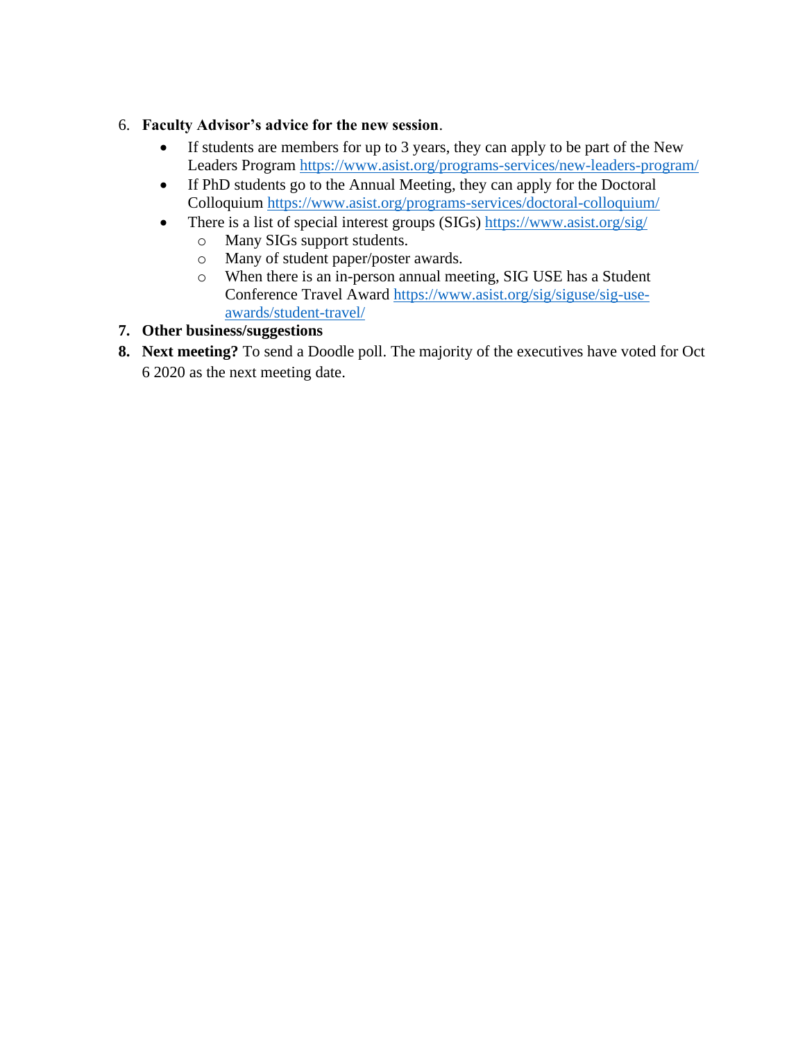6. **Faculty Advisor's advice for the new session**.
    - If students are members for up to 3 years, they can apply to be part of the New Leaders Program https://www.asist.org/programs-services/new-leaders-program/
    - If PhD students go to the Annual Meeting, they can apply for the Doctoral Colloquium https://www.asist.org/programs-services/doctoral-colloquium/
    - There is a list of special interest groups (SIGs) https://www.asist.org/sig/
        - Many SIGs support students.
        - Many of student paper/poster awards.
        - When there is an in-person annual meeting, SIG USE has a Student Conference Travel Award https://www.asist.org/sig/siguse/sig-use-awards/student-travel/
7. **Other business/suggestions**
8. **Next meeting?** To send a Doodle poll. The majority of the executives have voted for Oct 6 2020 as the next meeting date.